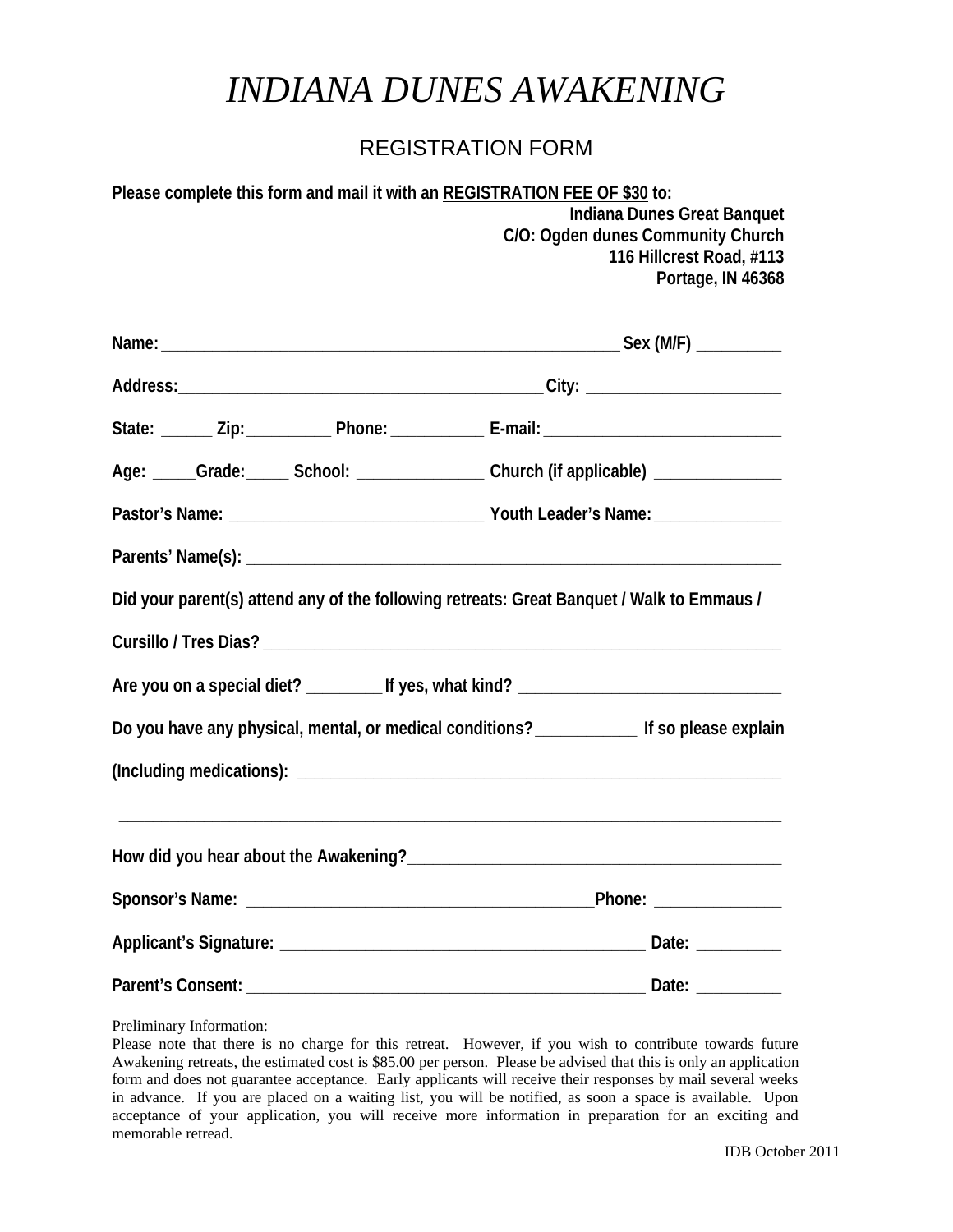# *INDIANA DUNES AWAKENING*

## REGISTRATION FORM

**Please complete this form and mail it with an <u>REGISTRATION FEE OF $30</u> to:**

**Indiana Dunes Great Banquet**
**C/O: Ogden dunes Community Church**
**116 Hillcrest Road, #113**
**Portage, IN 46368**

**Name:** ________________________________________________ **Sex (M/F)** _________

**Address:** ______________________________________ **City:** ____________________

**State:** ______ **Zip:** _________ **Phone:** __________ **E-mail:** ________________________

**Age:** _____ **Grade:** _____ **School:** ______________ **Church (if applicable)** ______________

**Pastor's Name:** ___________________________ **Youth Leader's Name:** ______________

**Parents' Name(s):** ________________________________________________________

**Did your parent(s) attend any of the following retreats: Great Banquet / Walk to Emmaus / Cursillo / Tres Dias?** ____________________________________________________

**Are you on a special diet?** ________ **If yes, what kind?** ___________________________

**Do you have any physical, mental, or medical conditions?** ___________ **If so please explain (Including medications):** ______________________________________________________

__________________________________________________________________________

**How did you hear about the Awakening?** ________________________________________

**Sponsor's Name:** ______________________________________ **Phone:** ______________

**Applicant's Signature:** ________________________________________ **Date:** _________

**Parent's Consent:** ____________________________________________ **Date:** _________

Preliminary Information:

Please note that there is no charge for this retreat. However, if you wish to contribute towards future Awakening retreats, the estimated cost is $85.00 per person. Please be advised that this is only an application form and does not guarantee acceptance. Early applicants will receive their responses by mail several weeks in advance. If you are placed on a waiting list, you will be notified, as soon a space is available. Upon acceptance of your application, you will receive more information in preparation for an exciting and memorable retread.

IDB October 2011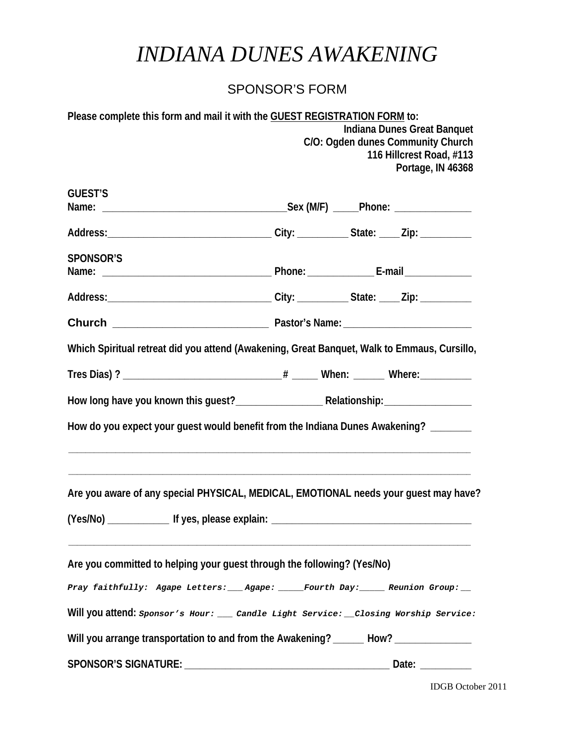# *INDIANA DUNES AWAKENING*

## SPONSOR'S FORM

**Please complete this form and mail it with the <u>GUEST REGISTRATION FORM</u> to:**

**Indiana Dunes Great Banquet**
**C/O: Ogden dunes Community Church**
**116 Hillcrest Road, #113**
**Portage, IN 46368**

**GUEST'S**
**Name:** ___________________________________**Sex (M/F)** _____**Phone:** ______________

**Address:**________________________________ **City:** __________ **State:** ____ **Zip:** __________

**SPONSOR'S**
**Name:** ________________________________ **Phone:** _____________ **E-mail** _____________

**Address:**________________________________ **City:** __________ **State:** ____ **Zip:** __________

**Church** ___________________________ **Pastor's Name:** _________________________

**Which Spiritual retreat did you attend (Awakening, Great Banquet, Walk to Emmaus, Cursillo,**

**Tres Dias) ?** ______________________________**#** _____ **When:** ______ **Where:**__________

**How long have you known this guest?**________________ **Relationship:**________________

**How do you expect your guest would benefit from the Indiana Dunes Awakening?** ________

_______________________________________________________________________________

_______________________________________________________________________________

**Are you aware of any special PHYSICAL, MEDICAL, EMOTIONAL needs your guest may have?**

**(Yes/No)** ____________ **If yes, please explain:** ______________________________________

_______________________________________________________________________________

**Are you committed to helping your guest through the following? (Yes/No)**

***Pray faithfully: Agape Letters:*** ___ ***Agape:*** _____***Fourth Day:***_____ ***Reunion Group:*** __

**Will you attend:** ***Sponsor's Hour:*** ___ ***Candle Light Service:*** __***Closing Worship Service:***

**Will you arrange transportation to and from the Awakening?** ______ **How?** ______________

**SPONSOR'S SIGNATURE:** ________________________________________ **Date:** __________

IDGB October 2011